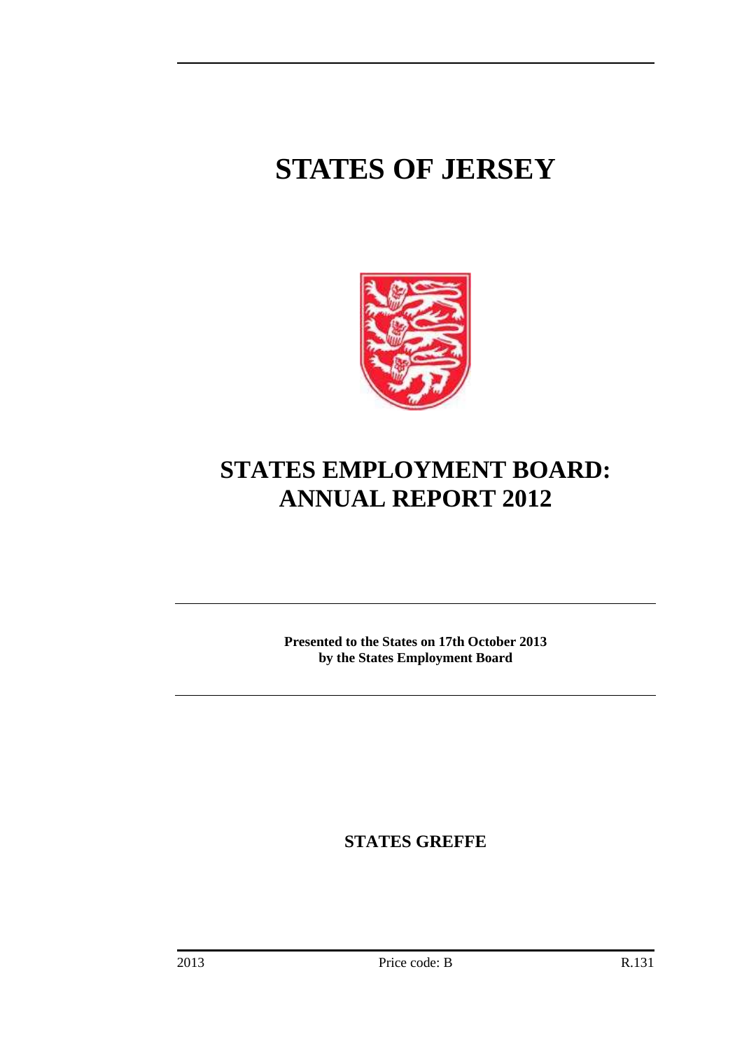# STATES OF JERSEY

# STATES EMPLOYMENT BOARD: ANNUAL REPORT 2012

**Presented to the States on 17th October 2013 by the States Employment Board**

**STATES GREFFE**

2013 Price code: B R.131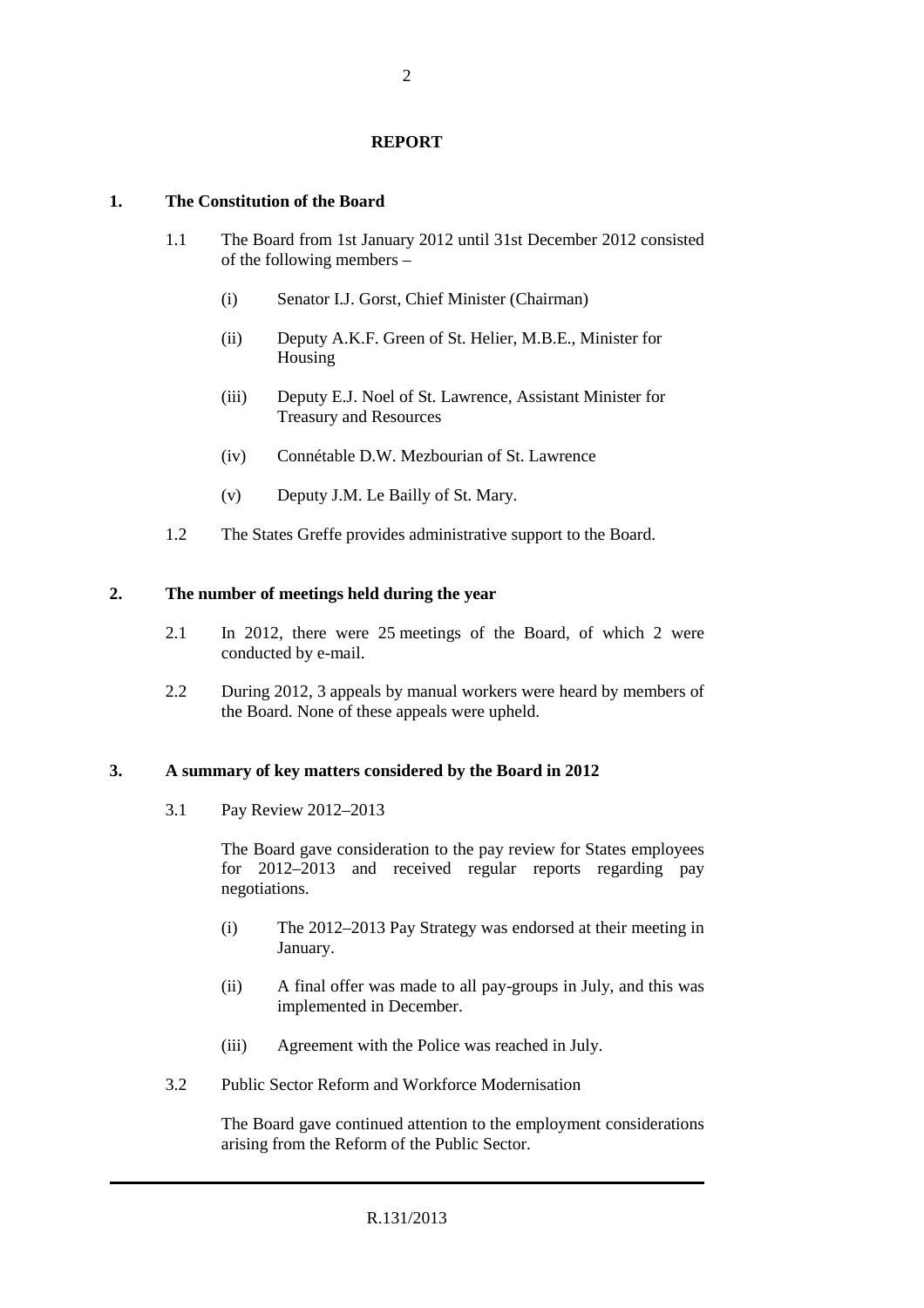## REPORT

### 1. The Constitution of the Board

1.1 The Board from 1st January 2012 until 31st December 2012 consisted of the following members –

- (i) Senator I.J. Gorst, Chief Minister (Chairman)
- (ii) Deputy A.K.F. Green of St. Helier, M.B.E., Minister for Housing
- (iii) Deputy E.J. Noel of St. Lawrence, Assistant Minister for Treasury and Resources
- (iv) Connétable D.W. Mezbourian of St. Lawrence
- (v) Deputy J.M. Le Bailly of St. Mary.

1.2 The States Greffe provides administrative support to the Board.

### 2. The number of meetings held during the year

2.1 In 2012, there were 25 meetings of the Board, of which 2 were conducted by e-mail.

2.2 During 2012, 3 appeals by manual workers were heard by members of the Board. None of these appeals were upheld.

### 3. A summary of key matters considered by the Board in 2012

3.1 Pay Review 2012–2013

The Board gave consideration to the pay review for States employees for 2012–2013 and received regular reports regarding pay negotiations.

- (i) The 2012–2013 Pay Strategy was endorsed at their meeting in January.
- (ii) A final offer was made to all pay-groups in July, and this was implemented in December.
- (iii) Agreement with the Police was reached in July.

3.2 Public Sector Reform and Workforce Modernisation

The Board gave continued attention to the employment considerations arising from the Reform of the Public Sector.

R.131/2013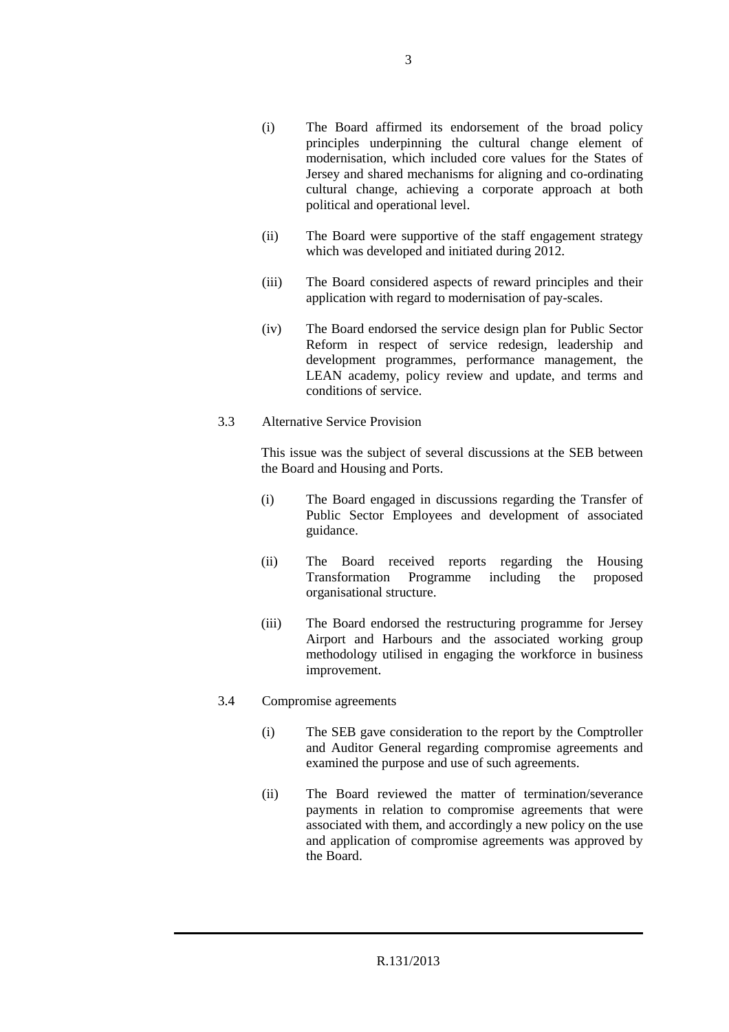(i) The Board affirmed its endorsement of the broad policy principles underpinning the cultural change element of modernisation, which included core values for the States of Jersey and shared mechanisms for aligning and co-ordinating cultural change, achieving a corporate approach at both political and operational level.

(ii) The Board were supportive of the staff engagement strategy which was developed and initiated during 2012.

(iii) The Board considered aspects of reward principles and their application with regard to modernisation of pay-scales.

(iv) The Board endorsed the service design plan for Public Sector Reform in respect of service redesign, leadership and development programmes, performance management, the LEAN academy, policy review and update, and terms and conditions of service.

3.3 Alternative Service Provision

This issue was the subject of several discussions at the SEB between the Board and Housing and Ports.

(i) The Board engaged in discussions regarding the Transfer of Public Sector Employees and development of associated guidance.

(ii) The Board received reports regarding the Housing Transformation Programme including the proposed organisational structure.

(iii) The Board endorsed the restructuring programme for Jersey Airport and Harbours and the associated working group methodology utilised in engaging the workforce in business improvement.

3.4 Compromise agreements

(i) The SEB gave consideration to the report by the Comptroller and Auditor General regarding compromise agreements and examined the purpose and use of such agreements.

(ii) The Board reviewed the matter of termination/severance payments in relation to compromise agreements that were associated with them, and accordingly a new policy on the use and application of compromise agreements was approved by the Board.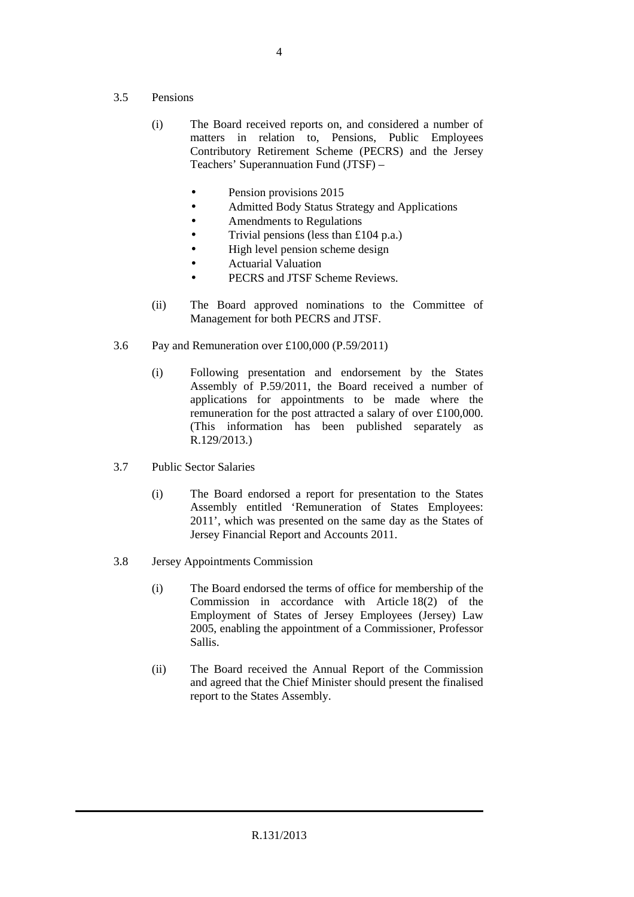3.5 Pensions

(i) The Board received reports on, and considered a number of matters in relation to, Pensions, Public Employees Contributory Retirement Scheme (PECRS) and the Jersey Teachers' Superannuation Fund (JTSF) –

- Pension provisions 2015
- Admitted Body Status Strategy and Applications
- Amendments to Regulations
- Trivial pensions (less than £104 p.a.)
- High level pension scheme design
- Actuarial Valuation
- PECRS and JTSF Scheme Reviews.

(ii) The Board approved nominations to the Committee of Management for both PECRS and JTSF.

3.6 Pay and Remuneration over £100,000 (P.59/2011)

(i) Following presentation and endorsement by the States Assembly of P.59/2011, the Board received a number of applications for appointments to be made where the remuneration for the post attracted a salary of over £100,000. (This information has been published separately as R.129/2013.)

3.7 Public Sector Salaries

(i) The Board endorsed a report for presentation to the States Assembly entitled 'Remuneration of States Employees: 2011', which was presented on the same day as the States of Jersey Financial Report and Accounts 2011.

3.8 Jersey Appointments Commission

(i) The Board endorsed the terms of office for membership of the Commission in accordance with Article 18(2) of the Employment of States of Jersey Employees (Jersey) Law 2005, enabling the appointment of a Commissioner, Professor Sallis.

(ii) The Board received the Annual Report of the Commission and agreed that the Chief Minister should present the finalised report to the States Assembly.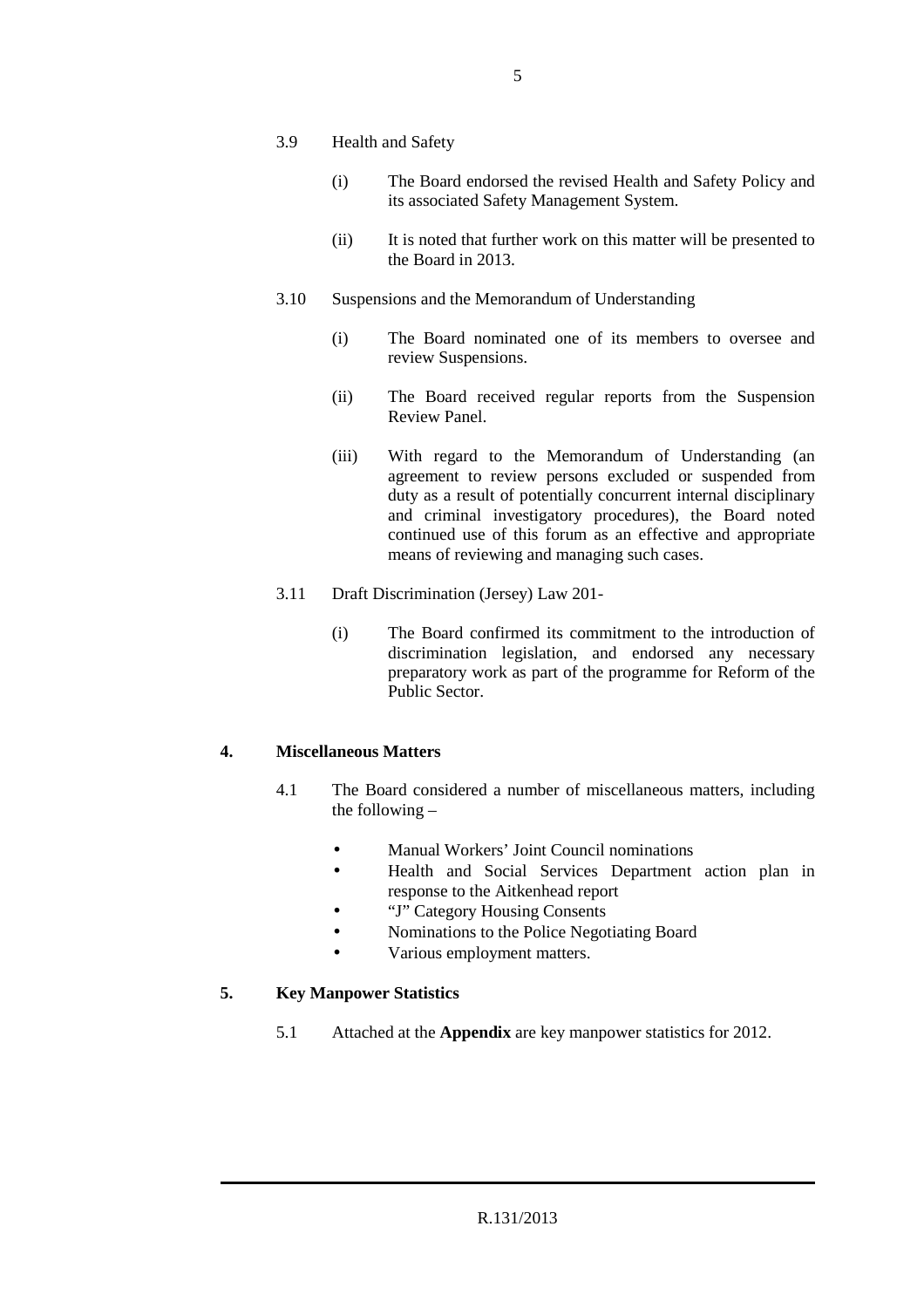3.9 Health and Safety

(i) The Board endorsed the revised Health and Safety Policy and its associated Safety Management System.

(ii) It is noted that further work on this matter will be presented to the Board in 2013.

3.10 Suspensions and the Memorandum of Understanding

(i) The Board nominated one of its members to oversee and review Suspensions.

(ii) The Board received regular reports from the Suspension Review Panel.

(iii) With regard to the Memorandum of Understanding (an agreement to review persons excluded or suspended from duty as a result of potentially concurrent internal disciplinary and criminal investigatory procedures), the Board noted continued use of this forum as an effective and appropriate means of reviewing and managing such cases.

3.11 Draft Discrimination (Jersey) Law 201-

(i) The Board confirmed its commitment to the introduction of discrimination legislation, and endorsed any necessary preparatory work as part of the programme for Reform of the Public Sector.

## 4. Miscellaneous Matters

4.1 The Board considered a number of miscellaneous matters, including the following –

- Manual Workers' Joint Council nominations
- Health and Social Services Department action plan in response to the Aitkenhead report
- "J" Category Housing Consents
- Nominations to the Police Negotiating Board
- Various employment matters.

## 5. Key Manpower Statistics

5.1 Attached at the **Appendix** are key manpower statistics for 2012.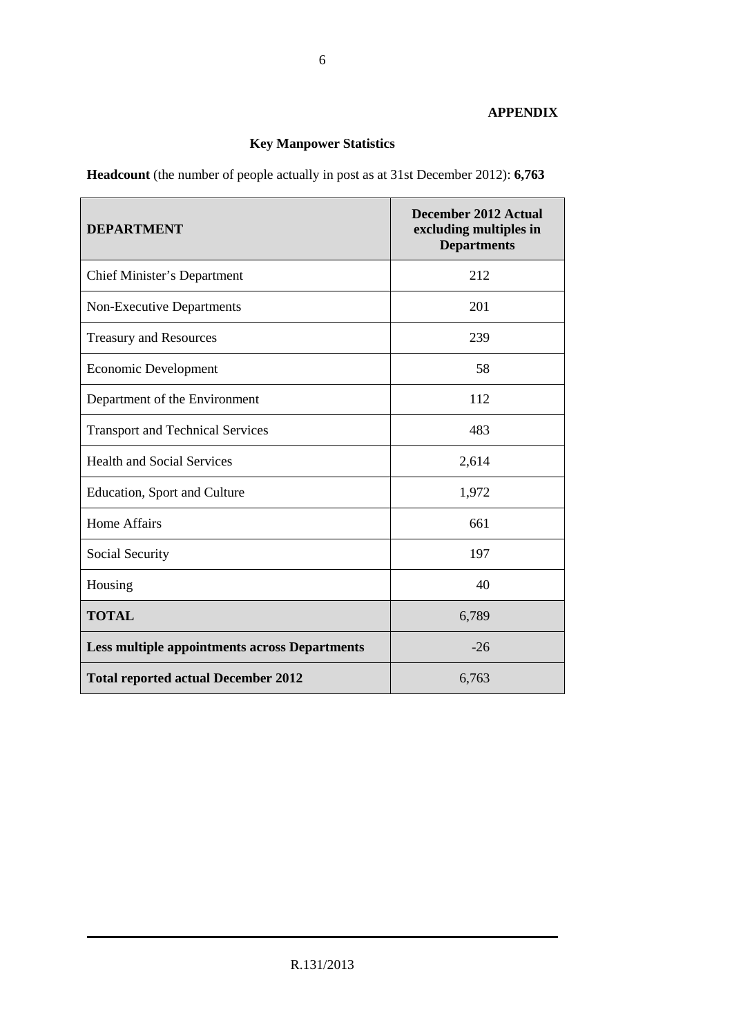**APPENDIX**

## Key Manpower Statistics

**Headcount** (the number of people actually in post as at 31st December 2012): **6,763**

| **DEPARTMENT** | **December 2012 Actual excluding multiples in Departments** |
|---|---|
| Chief Minister's Department | 212 |
| Non-Executive Departments | 201 |
| Treasury and Resources | 239 |
| Economic Development | 58 |
| Department of the Environment | 112 |
| Transport and Technical Services | 483 |
| Health and Social Services | 2,614 |
| Education, Sport and Culture | 1,972 |
| Home Affairs | 661 |
| Social Security | 197 |
| Housing | 40 |
| **TOTAL** | 6,789 |
| **Less multiple appointments across Departments** | -26 |
| **Total reported actual December 2012** | 6,763 |

R.131/2013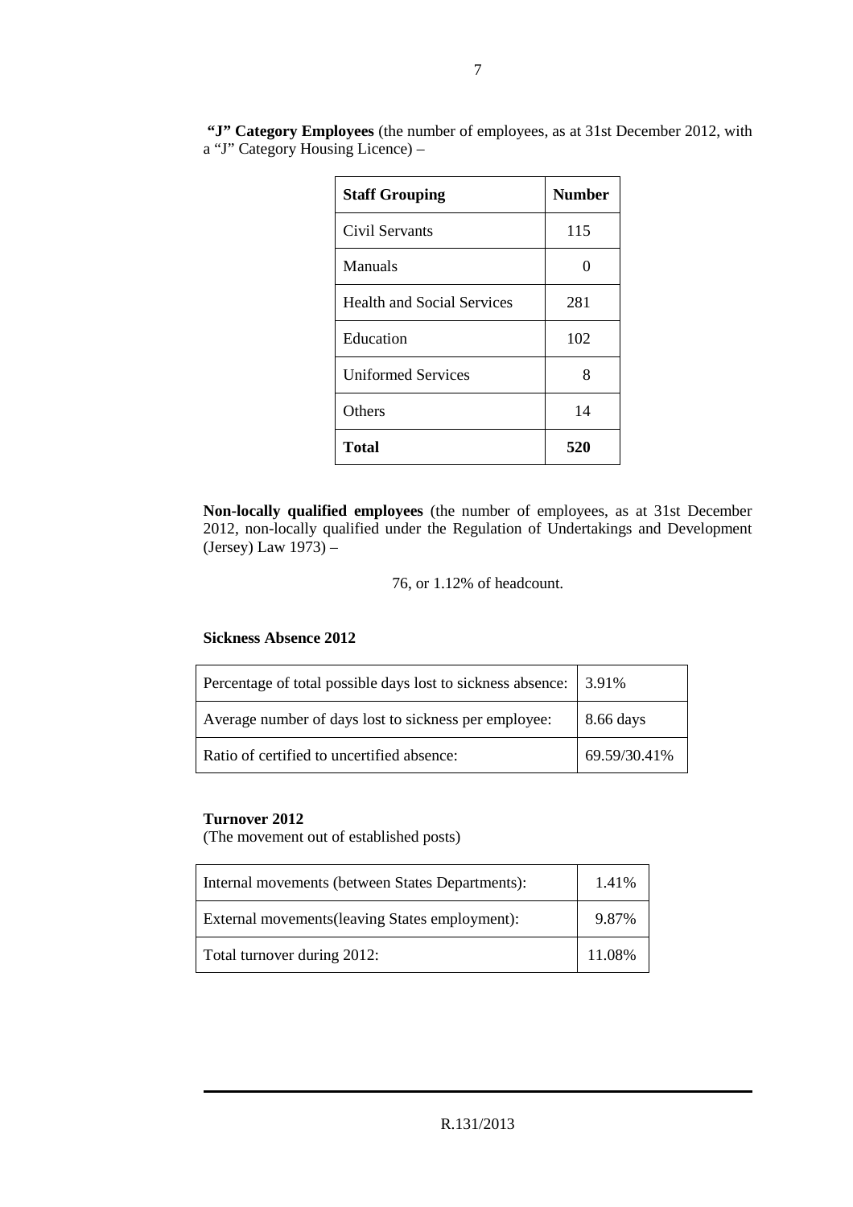**"J" Category Employees** (the number of employees, as at 31st December 2012, with a "J" Category Housing Licence) –

| **Staff Grouping** | **Number** |
|---|---|
| Civil Servants | 115 |
| Manuals | 0 |
| Health and Social Services | 281 |
| Education | 102 |
| Uniformed Services | 8 |
| Others | 14 |
| **Total** | **520** |

**Non-locally qualified employees** (the number of employees, as at 31st December 2012, non-locally qualified under the Regulation of Undertakings and Development (Jersey) Law 1973) –

76, or 1.12% of headcount.

**Sickness Absence 2012**

| | |
|---|---|
| Percentage of total possible days lost to sickness absence: | 3.91% |
| Average number of days lost to sickness per employee: | 8.66 days |
| Ratio of certified to uncertified absence: | 69.59/30.41% |

**Turnover 2012**
(The movement out of established posts)

| | |
|---|---|
| Internal movements (between States Departments): | 1.41% |
| External movements(leaving States employment): | 9.87% |
| Total turnover during 2012: | 11.08% |